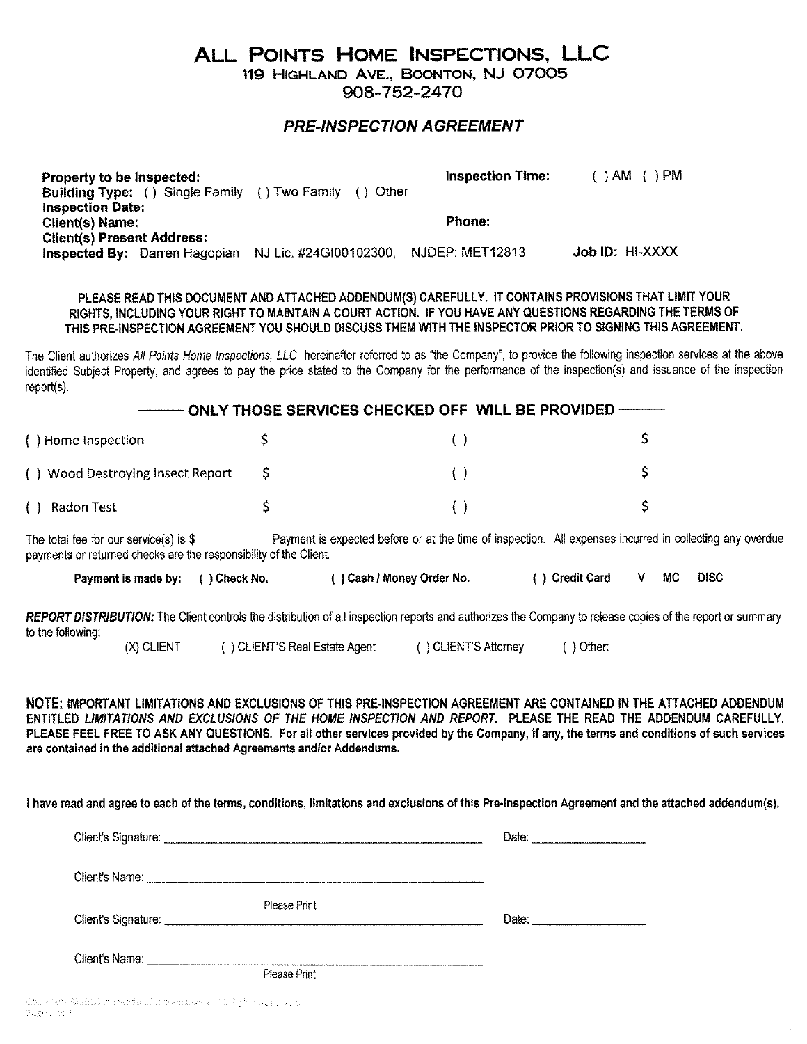# ALL POINTS HOME INSPECTIONS, LLC

119 HIGHLAND AVE., BOONTON, NJ 07005

908-752-2470

## *PRE-INSPECTION AGREEMENT*

**Property to be Inspected:** **Inspection Time:** ( ) AM ( ) PM

**Building Type:** ( ) Single Family ( ) Two Family ( ) Other

**Inspection Date:**

**Client(s) Name:** **Phone:**

**Client(s) Present Address:**

**Inspected By:** Darren Hagopian NJ Lic. #24GI00102300, NJDEP: MET12813 **Job ID:** HI-XXXX

**PLEASE READ THIS DOCUMENT AND ATTACHED ADDENDUM(S) CAREFULLY. IT CONTAINS PROVISIONS THAT LIMIT YOUR RIGHTS, INCLUDING YOUR RIGHT TO MAINTAIN A COURT ACTION. IF YOU HAVE ANY QUESTIONS REGARDING THE TERMS OF THIS PRE-INSPECTION AGREEMENT YOU SHOULD DISCUSS THEM WITH THE INSPECTOR PRIOR TO SIGNING THIS AGREEMENT.**

The Client authorizes *All Points Home Inspections, LLC* hereinafter referred to as "the Company", to provide the following inspection services at the above identified Subject Property, and agrees to pay the price stated to the Company for the performance of the inspection(s) and issuance of the inspection report(s).

**——— ONLY THOSE SERVICES CHECKED OFF WILL BE PROVIDED ———**

| | | | |
|---|---|---|---|
| ( ) Home Inspection | $ | ( ) | $ |
| ( ) Wood Destroying Insect Report | $ | ( ) | $ |
| ( ) Radon Test | $ | ( ) | $ |

The total fee for our service(s) is $ Payment is expected before or at the time of inspection. All expenses incurred in collecting any overdue payments or returned checks are the responsibility of the Client.

**Payment is made by:** **( ) Check No.** **( ) Cash / Money Order No.** **( ) Credit Card V MC DISC**

***REPORT DISTRIBUTION:*** The Client controls the distribution of all inspection reports and authorizes the Company to release copies of the report or summary to the following:

(X) CLIENT ( ) CLIENT'S Real Estate Agent ( ) CLIENT'S Attorney ( ) Other:

**NOTE: IMPORTANT LIMITATIONS AND EXCLUSIONS OF THIS PRE-INSPECTION AGREEMENT ARE CONTAINED IN THE ATTACHED ADDENDUM ENTITLED *LIMITATIONS AND EXCLUSIONS OF THE HOME INSPECTION AND REPORT.* PLEASE THE READ THE ADDENDUM CAREFULLY. PLEASE FEEL FREE TO ASK ANY QUESTIONS. For all other services provided by the Company, if any, the terms and conditions of such services are contained in the additional attached Agreements and/or Addendums.**

**I have read and agree to each of the terms, conditions, limitations and exclusions of this Pre-Inspection Agreement and the attached addendum(s).**

Client's Signature: ______________________________ Date: ______________

Client's Name: ______________________________
Please Print

Client's Signature: ______________________________ Date: ______________

Client's Name: ______________________________
Please Print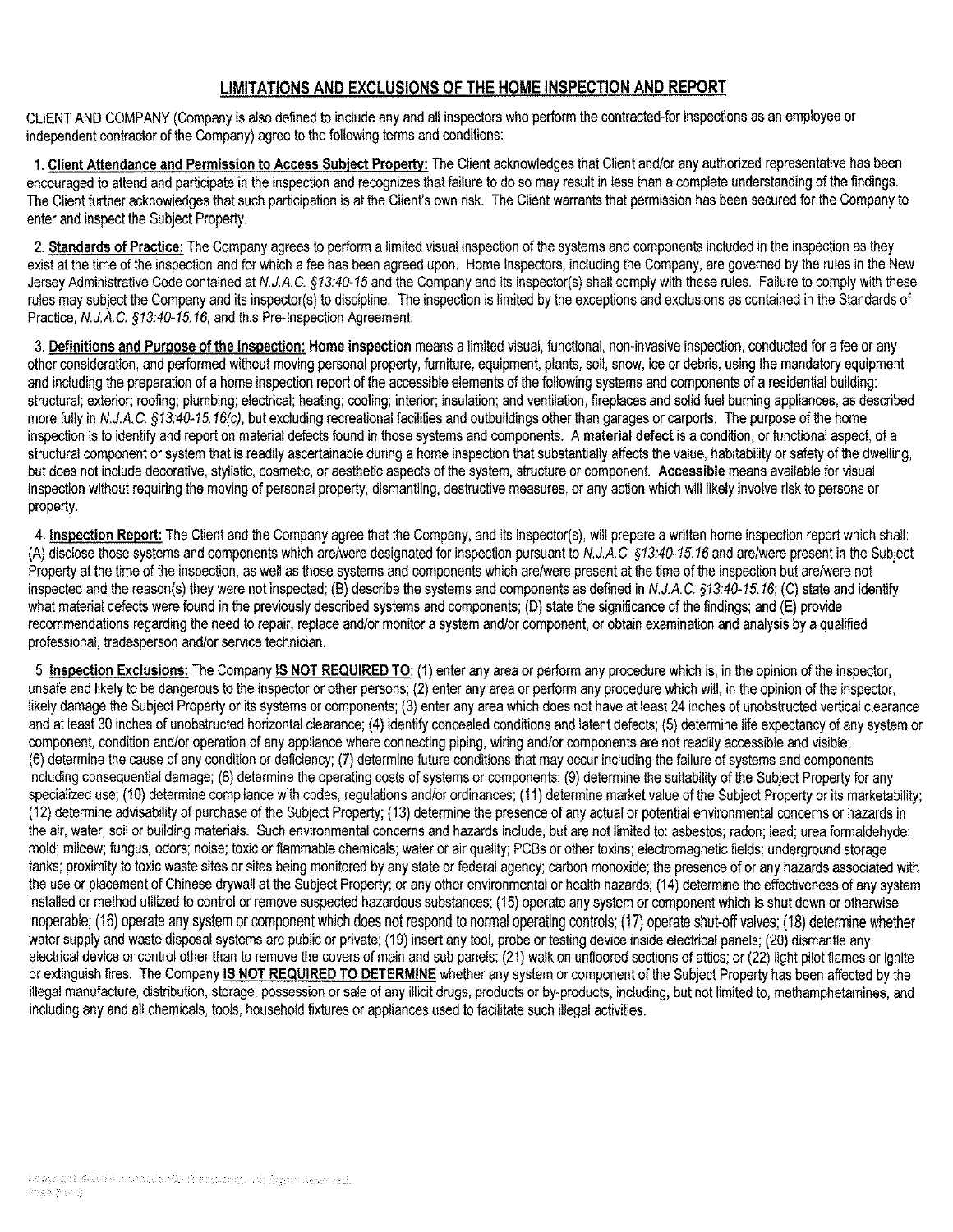## LIMITATIONS AND EXCLUSIONS OF THE HOME INSPECTION AND REPORT

CLIENT AND COMPANY (Company is also defined to include any and all inspectors who perform the contracted-for inspections as an employee or independent contractor of the Company) agree to the following terms and conditions:

1. **Client Attendance and Permission to Access Subject Property:** The Client acknowledges that Client and/or any authorized representative has been encouraged to attend and participate in the inspection and recognizes that failure to do so may result in less than a complete understanding of the findings. The Client further acknowledges that such participation is at the Client's own risk. The Client warrants that permission has been secured for the Company to enter and inspect the Subject Property.

2. **Standards of Practice:** The Company agrees to perform a limited visual inspection of the systems and components included in the inspection as they exist at the time of the inspection and for which a fee has been agreed upon. Home Inspectors, including the Company, are governed by the rules in the New Jersey Administrative Code contained at *N.J.A.C. §13:40-15* and the Company and its inspector(s) shall comply with these rules. Failure to comply with these rules may subject the Company and its inspector(s) to discipline. The inspection is limited by the exceptions and exclusions as contained in the Standards of Practice, *N.J.A.C. §13:40-15.16*, and this Pre-Inspection Agreement.

3. **Definitions and Purpose of the Inspection:** **Home inspection** means a limited visual, functional, non-invasive inspection, conducted for a fee or any other consideration, and performed without moving personal property, furniture, equipment, plants, soil, snow, ice or debris, using the mandatory equipment and including the preparation of a home inspection report of the accessible elements of the following systems and components of a residential building: structural; exterior; roofing; plumbing; electrical; heating; cooling; interior; insulation; and ventilation, fireplaces and solid fuel burning appliances, as described more fully in *N.J.A.C. §13:40-15.16(c)*, but excluding recreational facilities and outbuildings other than garages or carports. The purpose of the home inspection is to identify and report on material defects found in those systems and components. A **material defect** is a condition, or functional aspect, of a structural component or system that is readily ascertainable during a home inspection that substantially affects the value, habitability or safety of the dwelling, but does not include decorative, stylistic, cosmetic, or aesthetic aspects of the system, structure or component. **Accessible** means available for visual inspection without requiring the moving of personal property, dismantling, destructive measures, or any action which will likely involve risk to persons or property.

4. **Inspection Report:** The Client and the Company agree that the Company, and its inspector(s), will prepare a written home inspection report which shall: (A) disclose those systems and components which are/were designated for inspection pursuant to *N.J.A.C. §13:40-15.16* and are/were present in the Subject Property at the time of the inspection, as well as those systems and components which are/were present at the time of the inspection but are/were not inspected and the reason(s) they were not inspected; (B) describe the systems and components as defined in *N.J.A.C. §13:40-15.16*; (C) state and identify what material defects were found in the previously described systems and components; (D) state the significance of the findings; and (E) provide recommendations regarding the need to repair, replace and/or monitor a system and/or component, or obtain examination and analysis by a qualified professional, tradesperson and/or service technician.

5. **Inspection Exclusions:** The Company **IS NOT REQUIRED TO**: (1) enter any area or perform any procedure which is, in the opinion of the inspector, unsafe and likely to be dangerous to the inspector or other persons; (2) enter any area or perform any procedure which will, in the opinion of the inspector, likely damage the Subject Property or its systems or components; (3) enter any area which does not have at least 24 inches of unobstructed vertical clearance and at least 30 inches of unobstructed horizontal clearance; (4) identify concealed conditions and latent defects; (5) determine life expectancy of any system or component, condition and/or operation of any appliance where connecting piping, wiring and/or components are not readily accessible and visible; (6) determine the cause of any condition or deficiency; (7) determine future conditions that may occur including the failure of systems and components including consequential damage; (8) determine the operating costs of systems or components; (9) determine the suitability of the Subject Property for any specialized use; (10) determine compliance with codes, regulations and/or ordinances; (11) determine market value of the Subject Property or its marketability; (12) determine advisability of purchase of the Subject Property; (13) determine the presence of any actual or potential environmental concerns or hazards in the air, water, soil or building materials. Such environmental concerns and hazards include, but are not limited to: asbestos; radon; lead; urea formaldehyde; mold; mildew; fungus; odors; noise; toxic or flammable chemicals; water or air quality; PCBs or other toxins; electromagnetic fields; underground storage tanks; proximity to toxic waste sites or sites being monitored by any state or federal agency; carbon monoxide; the presence of or any hazards associated with the use or placement of Chinese drywall at the Subject Property; or any other environmental or health hazards; (14) determine the effectiveness of any system installed or method utilized to control or remove suspected hazardous substances; (15) operate any system or component which is shut down or otherwise inoperable; (16) operate any system or component which does not respond to normal operating controls; (17) operate shut-off valves; (18) determine whether water supply and waste disposal systems are public or private; (19) insert any tool, probe or testing device inside electrical panels; (20) dismantle any electrical device or control other than to remove the covers of main and sub panels; (21) walk on unfloored sections of attics; or (22) light pilot flames or ignite or extinguish fires. The Company **IS NOT REQUIRED TO DETERMINE** whether any system or component of the Subject Property has been affected by the illegal manufacture, distribution, storage, possession or sale of any illicit drugs, products or by-products, including, but not limited to, methamphetamines, and including any and all chemicals, tools, household fixtures or appliances used to facilitate such illegal activities.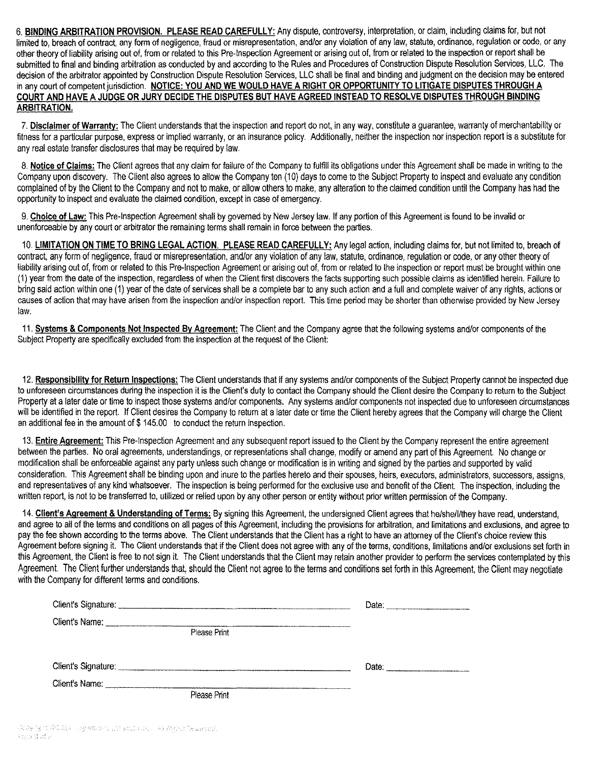6. **BINDING ARBITRATION PROVISION. PLEASE READ CAREFULLY:** Any dispute, controversy, interpretation, or claim, including claims for, but not limited to, breach of contract, any form of negligence, fraud or misrepresentation, and/or any violation of any law, statute, ordinance, regulation or code, or any other theory of liability arising out of, from or related to this Pre-Inspection Agreement or arising out of, from or related to the inspection or report shall be submitted to final and binding arbitration as conducted by and according to the Rules and Procedures of Construction Dispute Resolution Services, LLC. The decision of the arbitrator appointed by Construction Dispute Resolution Services, LLC shall be final and binding and judgment on the decision may be entered in any court of competent jurisdiction. **NOTICE: YOU AND WE WOULD HAVE A RIGHT OR OPPORTUNITY TO LITIGATE DISPUTES THROUGH A COURT AND HAVE A JUDGE OR JURY DECIDE THE DISPUTES BUT HAVE AGREED INSTEAD TO RESOLVE DISPUTES THROUGH BINDING ARBITRATION.**

7. **Disclaimer of Warranty:** The Client understands that the inspection and report do not, in any way, constitute a guarantee, warranty of merchantability or fitness for a particular purpose, express or implied warranty, or an insurance policy. Additionally, neither the inspection nor inspection report is a substitute for any real estate transfer disclosures that may be required by law.

8. **Notice of Claims:** The Client agrees that any claim for failure of the Company to fulfill its obligations under this Agreement shall be made in writing to the Company upon discovery. The Client also agrees to allow the Company ten (10) days to come to the Subject Property to inspect and evaluate any condition complained of by the Client to the Company and not to make, or allow others to make, any alteration to the claimed condition until the Company has had the opportunity to inspect and evaluate the claimed condition, except in case of emergency.

9. **Choice of Law:** This Pre-Inspection Agreement shall by governed by New Jersey law. If any portion of this Agreement is found to be invalid or unenforceable by any court or arbitrator the remaining terms shall remain in force between the parties.

10. **LIMITATION ON TIME TO BRING LEGAL ACTION. PLEASE READ CAREFULLY:** Any legal action, including claims for, but not limited to, breach of contract, any form of negligence, fraud or misrepresentation, and/or any violation of any law, statute, ordinance, regulation or code, or any other theory of liability arising out of, from or related to this Pre-Inspection Agreement or arising out of, from or related to the inspection or report must be brought within one (1) year from the date of the inspection, regardless of when the Client first discovers the facts supporting such possible claims as identified herein. Failure to bring said action within one (1) year of the date of services shall be a complete bar to any such action and a full and complete waiver of any rights, actions or causes of action that may have arisen from the inspection and/or inspection report. This time period may be shorter than otherwise provided by New Jersey law.

11. **Systems & Components Not Inspected By Agreement:** The Client and the Company agree that the following systems and/or components of the Subject Property are specifically excluded from the inspection at the request of the Client:

12. **Responsibility for Return Inspections:** The Client understands that if any systems and/or components of the Subject Property cannot be inspected due to unforeseen circumstances during the inspection it is the Client's duty to contact the Company should the Client desire the Company to return to the Subject Property at a later date or time to inspect those systems and/or components. Any systems and/or components not inspected due to unforeseen circumstances will be identified in the report. If Client desires the Company to return at a later date or time the Client hereby agrees that the Company will charge the Client an additional fee in the amount of $ 145.00 to conduct the return inspection.

13. **Entire Agreement:** This Pre-Inspection Agreement and any subsequent report issued to the Client by the Company represent the entire agreement between the parties. No oral agreements, understandings, or representations shall change, modify or amend any part of this Agreement. No change or modification shall be enforceable against any party unless such change or modification is in writing and signed by the parties and supported by valid consideration. This Agreement shall be binding upon and inure to the parties hereto and their spouses, heirs, executors, administrators, successors, assigns, and representatives of any kind whatsoever. The inspection is being performed for the exclusive use and benefit of the Client. The inspection, including the written report, is not to be transferred to, utilized or relied upon by any other person or entity without prior written permission of the Company.

14. **Client's Agreement & Understanding of Terms:** By signing this Agreement, the undersigned Client agrees that he/she/I/they have read, understand, and agree to all of the terms and conditions on all pages of this Agreement, including the provisions for arbitration, and limitations and exclusions, and agree to pay the fee shown according to the terms above. The Client understands that the Client has a right to have an attorney of the Client's choice review this Agreement before signing it. The Client understands that if the Client does not agree with any of the terms, conditions, limitations and/or exclusions set forth in this Agreement, the Client is free to not sign it. The Client understands that the Client may retain another provider to perform the services contemplated by this Agreement. The Client further understands that, should the Client not agree to the terms and conditions set forth in this Agreement, the Client may negotiate with the Company for different terms and conditions.

Client's Signature: ______________________________ Date: ______________

Client's Name: ______________________________
Please Print

Client's Signature: ______________________________ Date: ______________

Client's Name: ______________________________
Please Print